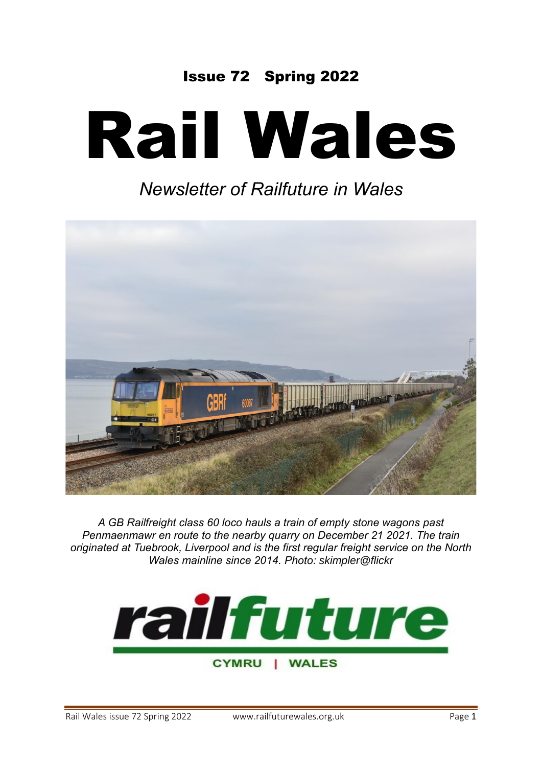Issue 72   Spring 2022

# Rail Wales

*Newsletter of Railfuture in Wales*

*A GB Railfreight class 60 loco hauls a train of empty stone wagons past Penmaenmawr en route to the nearby quarry on December 21 2021. The train originated at Tuebrook, Liverpool and is the first regular freight service on the North Wales mainline since 2014. Photo: skimpler@flickr*

**railfuture**

CYMRU | WALES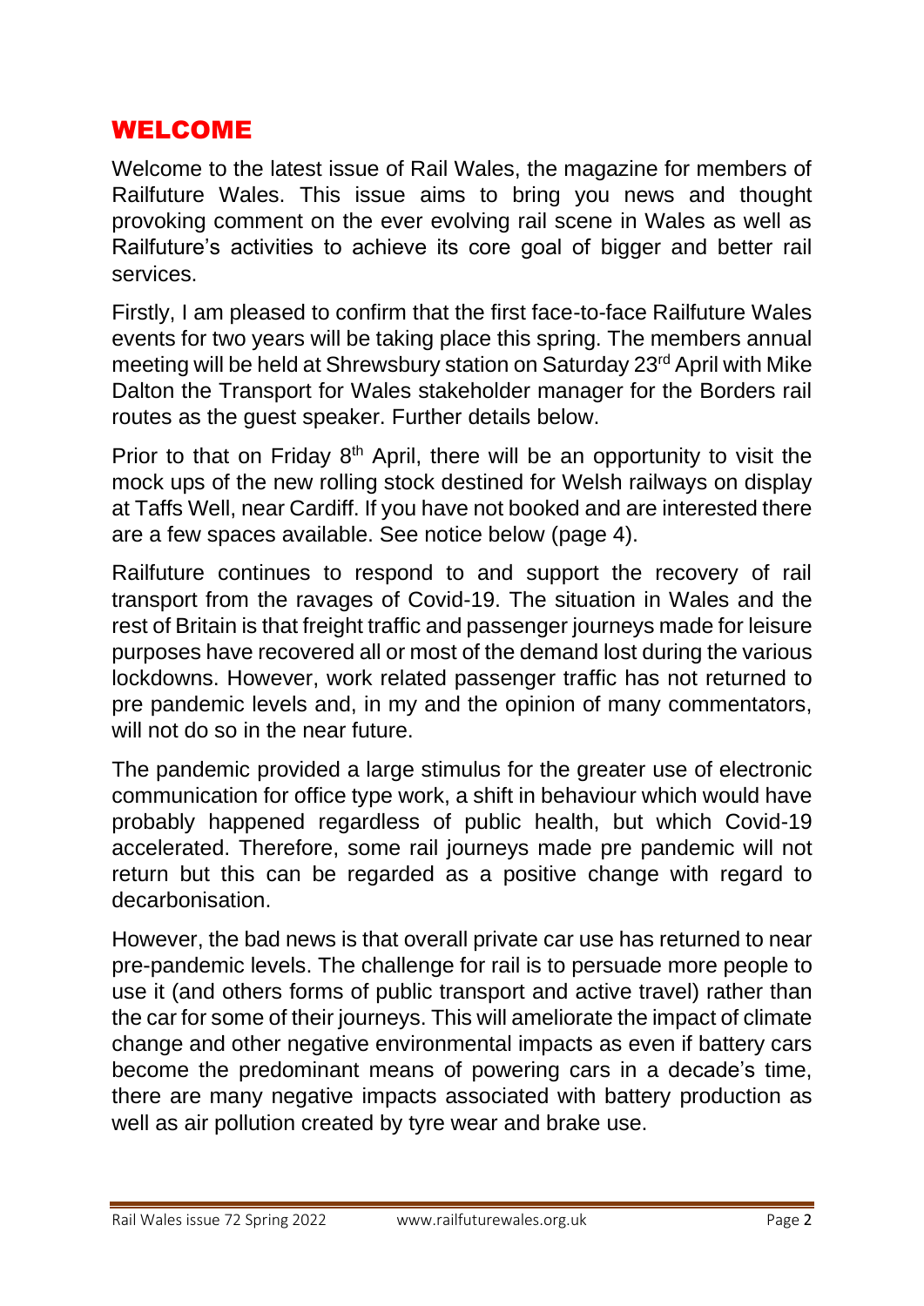## WELCOME

Welcome to the latest issue of Rail Wales, the magazine for members of Railfuture Wales. This issue aims to bring you news and thought provoking comment on the ever evolving rail scene in Wales as well as Railfuture's activities to achieve its core goal of bigger and better rail services.

Firstly, I am pleased to confirm that the first face-to-face Railfuture Wales events for two years will be taking place this spring. The members annual meeting will be held at Shrewsbury station on Saturday 23rd April with Mike Dalton the Transport for Wales stakeholder manager for the Borders rail routes as the guest speaker. Further details below.

Prior to that on Friday 8th April, there will be an opportunity to visit the mock ups of the new rolling stock destined for Welsh railways on display at Taffs Well, near Cardiff. If you have not booked and are interested there are a few spaces available. See notice below (page 4).

Railfuture continues to respond to and support the recovery of rail transport from the ravages of Covid-19. The situation in Wales and the rest of Britain is that freight traffic and passenger journeys made for leisure purposes have recovered all or most of the demand lost during the various lockdowns. However, work related passenger traffic has not returned to pre pandemic levels and, in my and the opinion of many commentators, will not do so in the near future.

The pandemic provided a large stimulus for the greater use of electronic communication for office type work, a shift in behaviour which would have probably happened regardless of public health, but which Covid-19 accelerated. Therefore, some rail journeys made pre pandemic will not return but this can be regarded as a positive change with regard to decarbonisation.

However, the bad news is that overall private car use has returned to near pre-pandemic levels. The challenge for rail is to persuade more people to use it (and others forms of public transport and active travel) rather than the car for some of their journeys. This will ameliorate the impact of climate change and other negative environmental impacts as even if battery cars become the predominant means of powering cars in a decade's time, there are many negative impacts associated with battery production as well as air pollution created by tyre wear and brake use.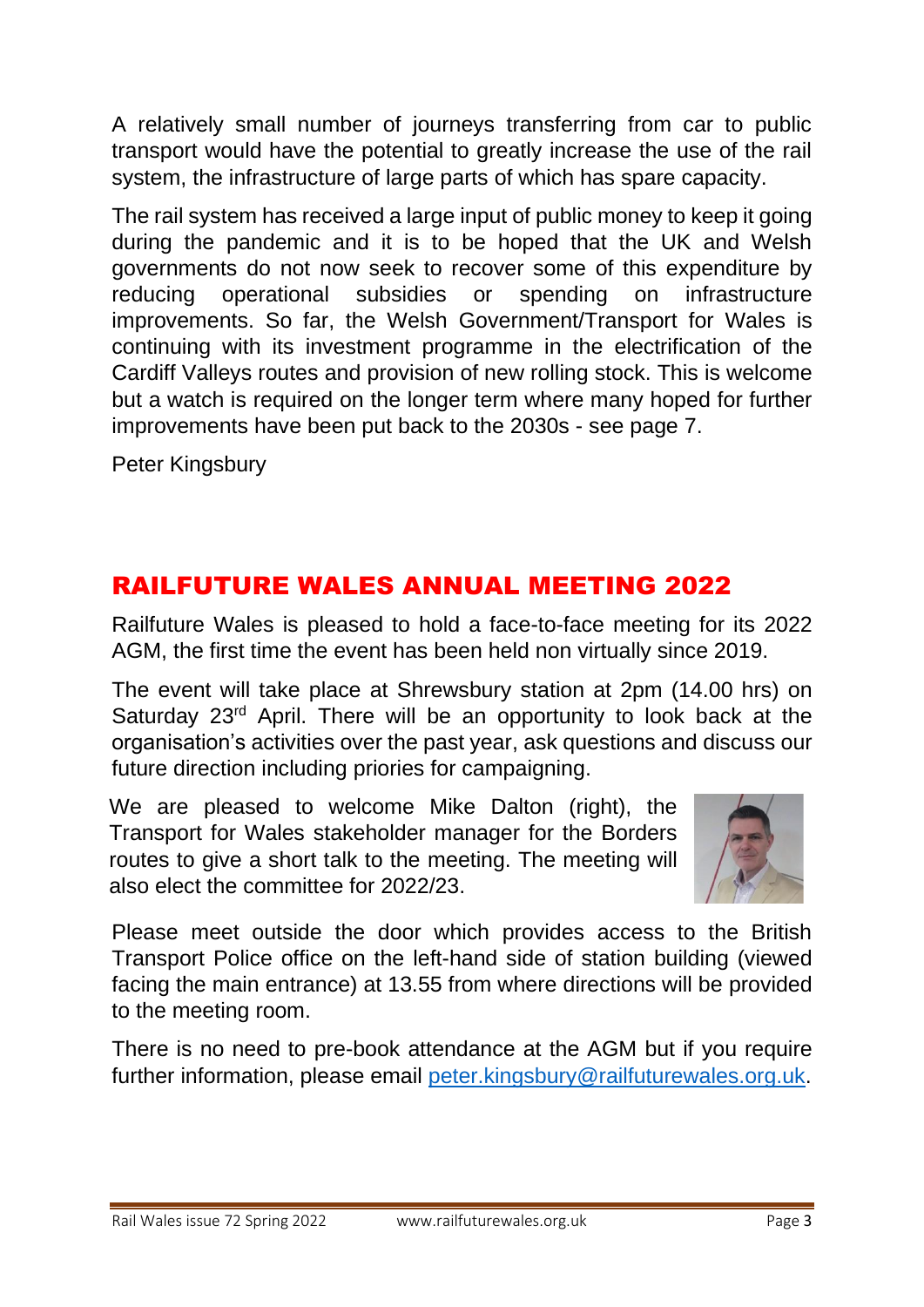A relatively small number of journeys transferring from car to public transport would have the potential to greatly increase the use of the rail system, the infrastructure of large parts of which has spare capacity.

The rail system has received a large input of public money to keep it going during the pandemic and it is to be hoped that the UK and Welsh governments do not now seek to recover some of this expenditure by reducing operational subsidies or spending on infrastructure improvements. So far, the Welsh Government/Transport for Wales is continuing with its investment programme in the electrification of the Cardiff Valleys routes and provision of new rolling stock. This is welcome but a watch is required on the longer term where many hoped for further improvements have been put back to the 2030s - see page 7.

Peter Kingsbury

## RAILFUTURE WALES ANNUAL MEETING 2022

Railfuture Wales is pleased to hold a face-to-face meeting for its 2022 AGM, the first time the event has been held non virtually since 2019.

The event will take place at Shrewsbury station at 2pm (14.00 hrs) on Saturday 23rd April. There will be an opportunity to look back at the organisation's activities over the past year, ask questions and discuss our future direction including priories for campaigning.

We are pleased to welcome Mike Dalton (right), the Transport for Wales stakeholder manager for the Borders routes to give a short talk to the meeting. The meeting will also elect the committee for 2022/23.

Please meet outside the door which provides access to the British Transport Police office on the left-hand side of station building (viewed facing the main entrance) at 13.55 from where directions will be provided to the meeting room.

There is no need to pre-book attendance at the AGM but if you require further information, please email peter.kingsbury@railfuturewales.org.uk.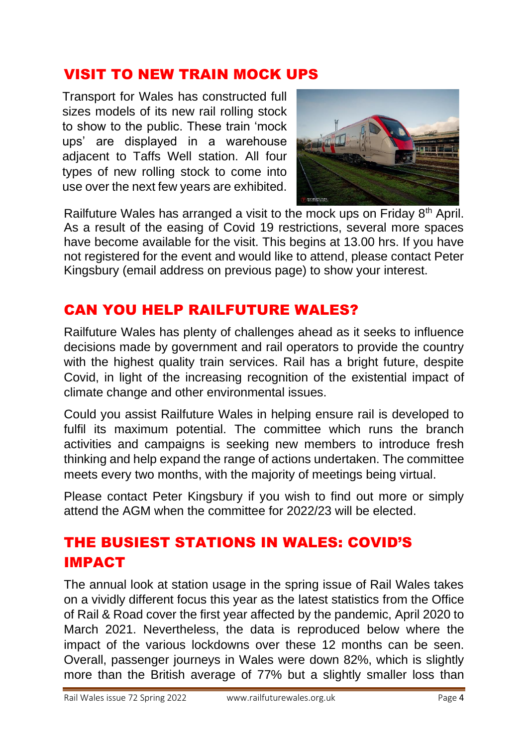## VISIT TO NEW TRAIN MOCK UPS

Transport for Wales has constructed full sizes models of its new rail rolling stock to show to the public. These train 'mock ups' are displayed in a warehouse adjacent to Taffs Well station. All four types of new rolling stock to come into use over the next few years are exhibited.

Railfuture Wales has arranged a visit to the mock ups on Friday 8th April. As a result of the easing of Covid 19 restrictions, several more spaces have become available for the visit. This begins at 13.00 hrs. If you have not registered for the event and would like to attend, please contact Peter Kingsbury (email address on previous page) to show your interest.

## CAN YOU HELP RAILFUTURE WALES?

Railfuture Wales has plenty of challenges ahead as it seeks to influence decisions made by government and rail operators to provide the country with the highest quality train services. Rail has a bright future, despite Covid, in light of the increasing recognition of the existential impact of climate change and other environmental issues.

Could you assist Railfuture Wales in helping ensure rail is developed to fulfil its maximum potential. The committee which runs the branch activities and campaigns is seeking new members to introduce fresh thinking and help expand the range of actions undertaken. The committee meets every two months, with the majority of meetings being virtual.

Please contact Peter Kingsbury if you wish to find out more or simply attend the AGM when the committee for 2022/23 will be elected.

## THE BUSIEST STATIONS IN WALES: COVID'S IMPACT

The annual look at station usage in the spring issue of Rail Wales takes on a vividly different focus this year as the latest statistics from the Office of Rail & Road cover the first year affected by the pandemic, April 2020 to March 2021. Nevertheless, the data is reproduced below where the impact of the various lockdowns over these 12 months can be seen. Overall, passenger journeys in Wales were down 82%, which is slightly more than the British average of 77% but a slightly smaller loss than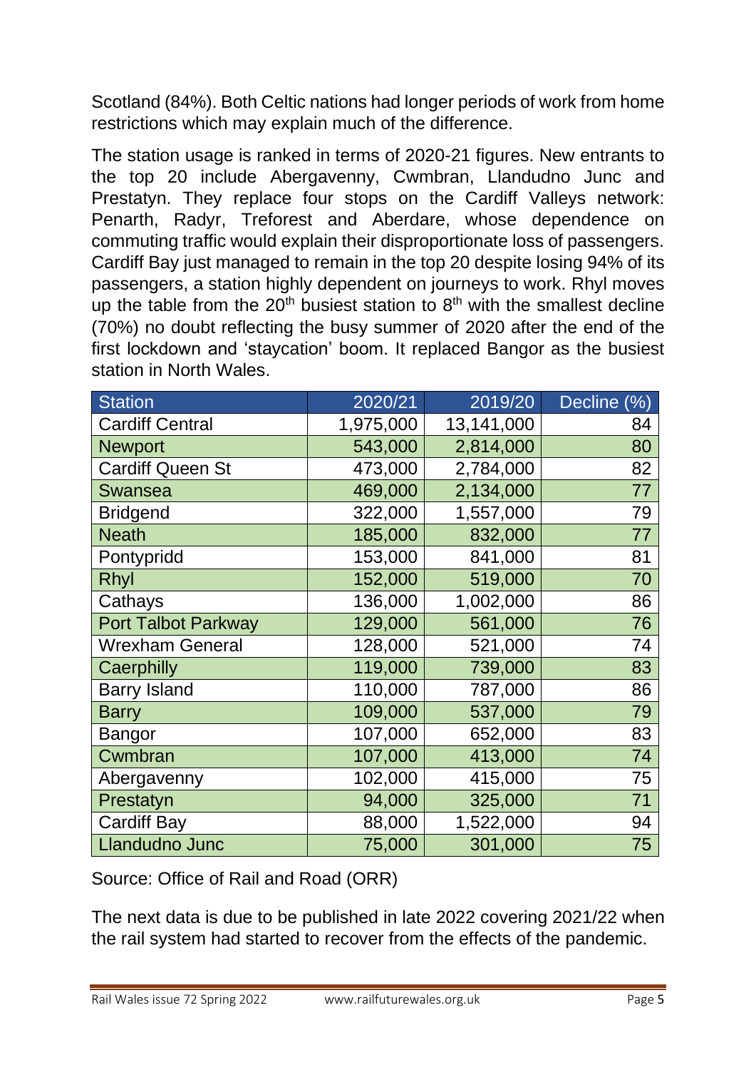Scotland (84%). Both Celtic nations had longer periods of work from home restrictions which may explain much of the difference.

The station usage is ranked in terms of 2020-21 figures. New entrants to the top 20 include Abergavenny, Cwmbran, Llandudno Junc and Prestatyn. They replace four stops on the Cardiff Valleys network: Penarth, Radyr, Treforest and Aberdare, whose dependence on commuting traffic would explain their disproportionate loss of passengers. Cardiff Bay just managed to remain in the top 20 despite losing 94% of its passengers, a station highly dependent on journeys to work. Rhyl moves up the table from the 20th busiest station to 8th with the smallest decline (70%) no doubt reflecting the busy summer of 2020 after the end of the first lockdown and 'staycation' boom. It replaced Bangor as the busiest station in North Wales.

| Station | 2020/21 | 2019/20 | Decline (%) |
|---|---|---|---|
| Cardiff Central | 1,975,000 | 13,141,000 | 84 |
| Newport | 543,000 | 2,814,000 | 80 |
| Cardiff Queen St | 473,000 | 2,784,000 | 82 |
| Swansea | 469,000 | 2,134,000 | 77 |
| Bridgend | 322,000 | 1,557,000 | 79 |
| Neath | 185,000 | 832,000 | 77 |
| Pontypridd | 153,000 | 841,000 | 81 |
| Rhyl | 152,000 | 519,000 | 70 |
| Cathays | 136,000 | 1,002,000 | 86 |
| Port Talbot Parkway | 129,000 | 561,000 | 76 |
| Wrexham General | 128,000 | 521,000 | 74 |
| Caerphilly | 119,000 | 739,000 | 83 |
| Barry Island | 110,000 | 787,000 | 86 |
| Barry | 109,000 | 537,000 | 79 |
| Bangor | 107,000 | 652,000 | 83 |
| Cwmbran | 107,000 | 413,000 | 74 |
| Abergavenny | 102,000 | 415,000 | 75 |
| Prestatyn | 94,000 | 325,000 | 71 |
| Cardiff Bay | 88,000 | 1,522,000 | 94 |
| Llandudno Junc | 75,000 | 301,000 | 75 |

Source: Office of Rail and Road (ORR)

The next data is due to be published in late 2022 covering 2021/22 when the rail system had started to recover from the effects of the pandemic.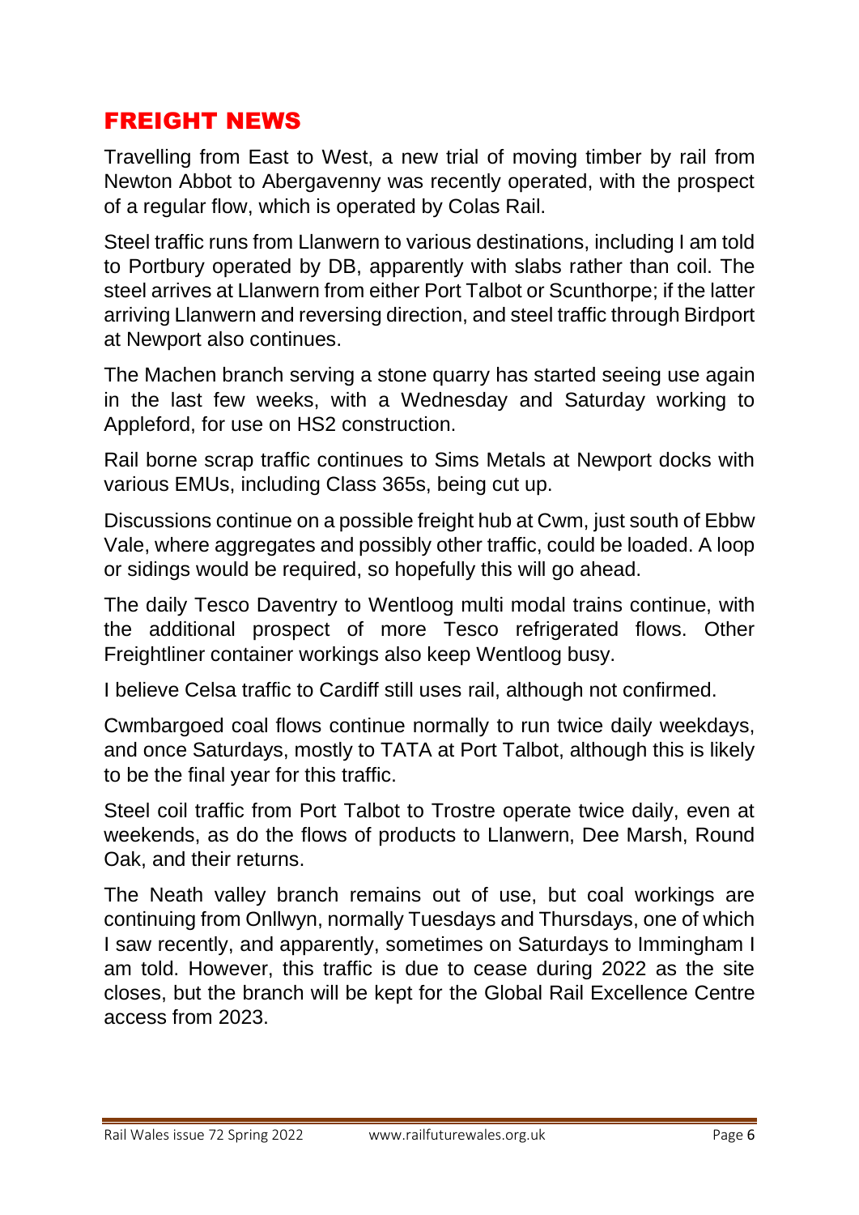## FREIGHT NEWS

Travelling from East to West, a new trial of moving timber by rail from Newton Abbot to Abergavenny was recently operated, with the prospect of a regular flow, which is operated by Colas Rail.

Steel traffic runs from Llanwern to various destinations, including I am told to Portbury operated by DB, apparently with slabs rather than coil. The steel arrives at Llanwern from either Port Talbot or Scunthorpe; if the latter arriving Llanwern and reversing direction, and steel traffic through Birdport at Newport also continues.

The Machen branch serving a stone quarry has started seeing use again in the last few weeks, with a Wednesday and Saturday working to Appleford, for use on HS2 construction.

Rail borne scrap traffic continues to Sims Metals at Newport docks with various EMUs, including Class 365s, being cut up.

Discussions continue on a possible freight hub at Cwm, just south of Ebbw Vale, where aggregates and possibly other traffic, could be loaded. A loop or sidings would be required, so hopefully this will go ahead.

The daily Tesco Daventry to Wentloog multi modal trains continue, with the additional prospect of more Tesco refrigerated flows. Other Freightliner container workings also keep Wentloog busy.

I believe Celsa traffic to Cardiff still uses rail, although not confirmed.

Cwmbargoed coal flows continue normally to run twice daily weekdays, and once Saturdays, mostly to TATA at Port Talbot, although this is likely to be the final year for this traffic.

Steel coil traffic from Port Talbot to Trostre operate twice daily, even at weekends, as do the flows of products to Llanwern, Dee Marsh, Round Oak, and their returns.

The Neath valley branch remains out of use, but coal workings are continuing from Onllwyn, normally Tuesdays and Thursdays, one of which I saw recently, and apparently, sometimes on Saturdays to Immingham I am told. However, this traffic is due to cease during 2022 as the site closes, but the branch will be kept for the Global Rail Excellence Centre access from 2023.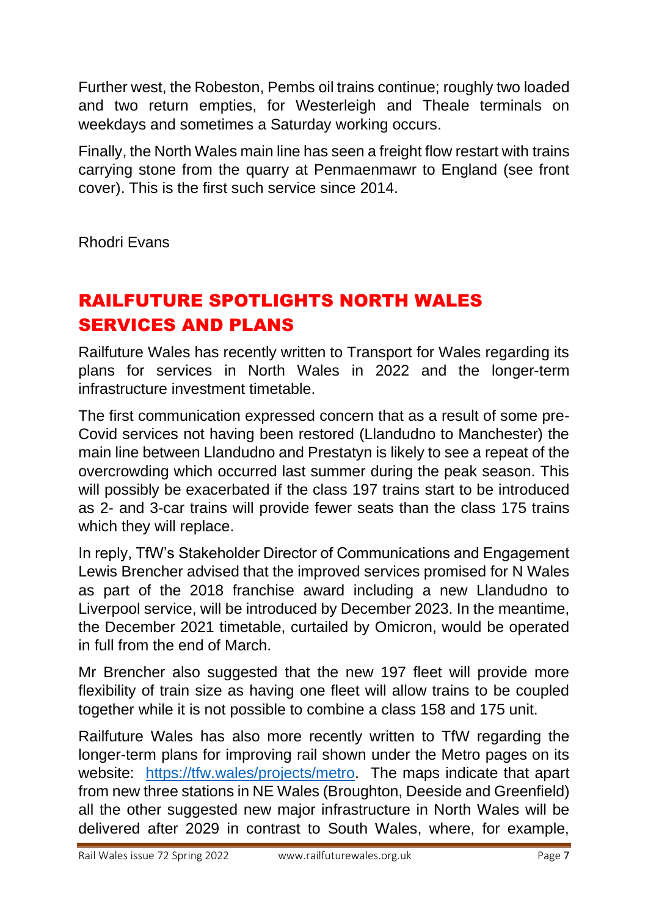Further west, the Robeston, Pembs oil trains continue; roughly two loaded and two return empties, for Westerleigh and Theale terminals on weekdays and sometimes a Saturday working occurs.

Finally, the North Wales main line has seen a freight flow restart with trains carrying stone from the quarry at Penmaenmawr to England (see front cover). This is the first such service since 2014.

Rhodri Evans

## RAILFUTURE SPOTLIGHTS NORTH WALES SERVICES AND PLANS

Railfuture Wales has recently written to Transport for Wales regarding its plans for services in North Wales in 2022 and the longer-term infrastructure investment timetable.

The first communication expressed concern that as a result of some pre-Covid services not having been restored (Llandudno to Manchester) the main line between Llandudno and Prestatyn is likely to see a repeat of the overcrowding which occurred last summer during the peak season. This will possibly be exacerbated if the class 197 trains start to be introduced as 2- and 3-car trains will provide fewer seats than the class 175 trains which they will replace.

In reply, TfW's Stakeholder Director of Communications and Engagement Lewis Brencher advised that the improved services promised for N Wales as part of the 2018 franchise award including a new Llandudno to Liverpool service, will be introduced by December 2023. In the meantime, the December 2021 timetable, curtailed by Omicron, would be operated in full from the end of March.

Mr Brencher also suggested that the new 197 fleet will provide more flexibility of train size as having one fleet will allow trains to be coupled together while it is not possible to combine a class 158 and 175 unit.

Railfuture Wales has also more recently written to TfW regarding the longer-term plans for improving rail shown under the Metro pages on its website: https://tfw.wales/projects/metro. The maps indicate that apart from new three stations in NE Wales (Broughton, Deeside and Greenfield) all the other suggested new major infrastructure in North Wales will be delivered after 2029 in contrast to South Wales, where, for example,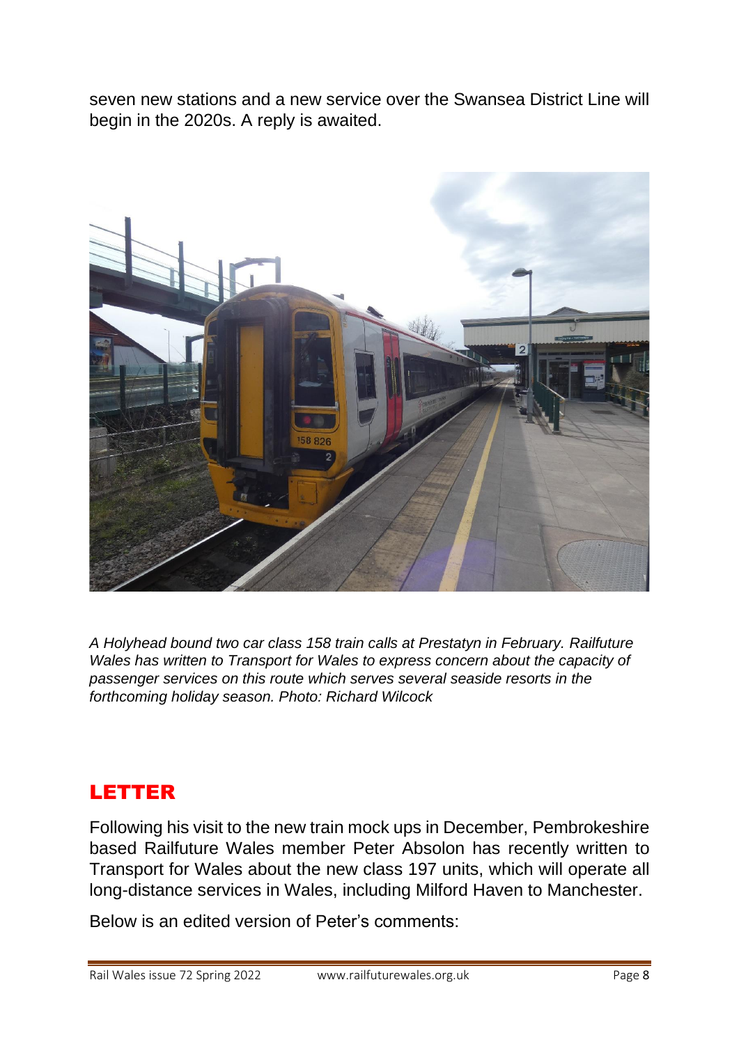seven new stations and a new service over the Swansea District Line will begin in the 2020s. A reply is awaited.

*A Holyhead bound two car class 158 train calls at Prestatyn in February. Railfuture Wales has written to Transport for Wales to express concern about the capacity of passenger services on this route which serves several seaside resorts in the forthcoming holiday season. Photo: Richard Wilcock*

## LETTER

Following his visit to the new train mock ups in December, Pembrokeshire based Railfuture Wales member Peter Absolon has recently written to Transport for Wales about the new class 197 units, which will operate all long-distance services in Wales, including Milford Haven to Manchester.

Below is an edited version of Peter's comments: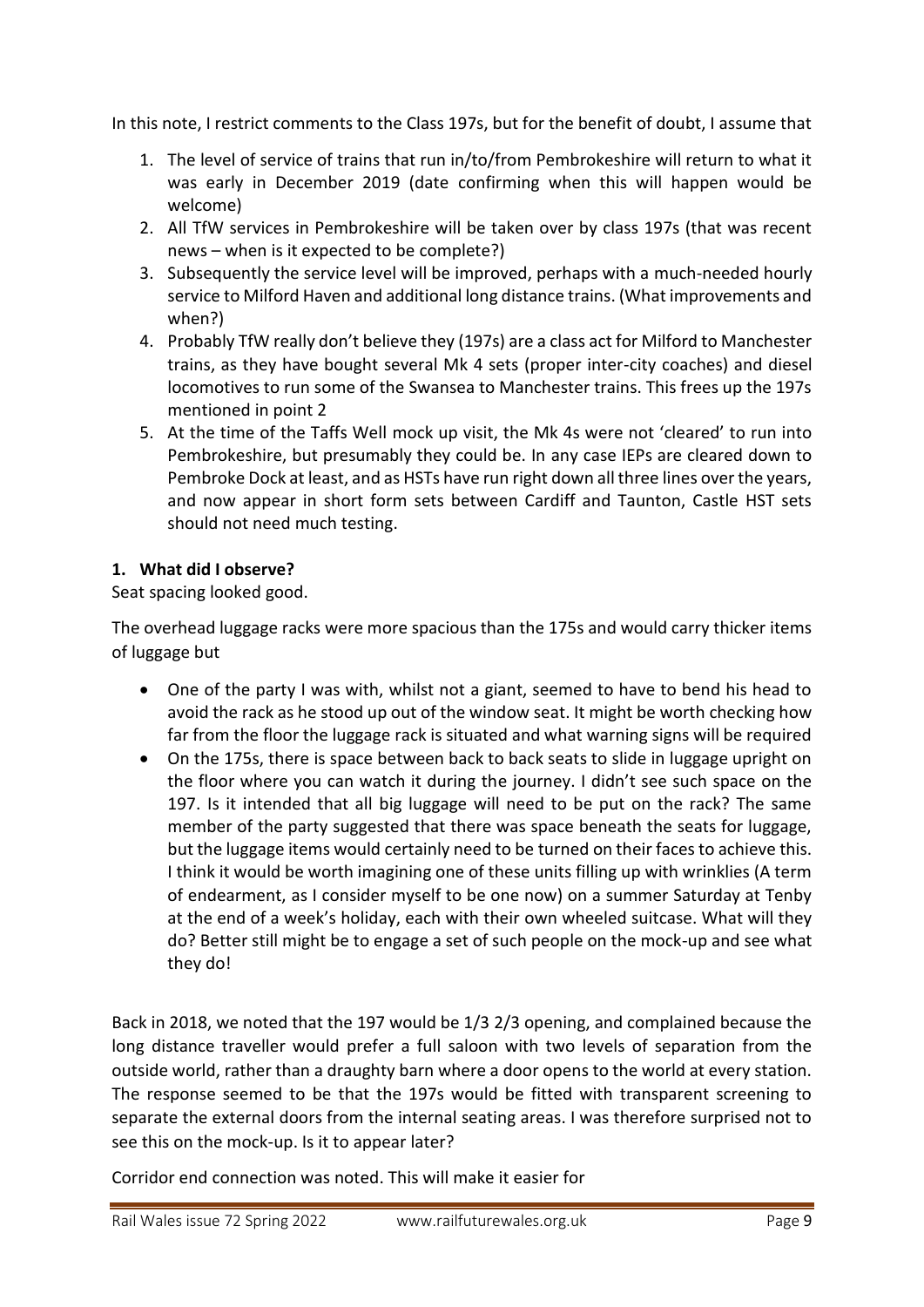In this note, I restrict comments to the Class 197s, but for the benefit of doubt, I assume that

1. The level of service of trains that run in/to/from Pembrokeshire will return to what it was early in December 2019 (date confirming when this will happen would be welcome)
2. All TfW services in Pembrokeshire will be taken over by class 197s (that was recent news – when is it expected to be complete?)
3. Subsequently the service level will be improved, perhaps with a much-needed hourly service to Milford Haven and additional long distance trains. (What improvements and when?)
4. Probably TfW really don't believe they (197s) are a class act for Milford to Manchester trains, as they have bought several Mk 4 sets (proper inter-city coaches) and diesel locomotives to run some of the Swansea to Manchester trains. This frees up the 197s mentioned in point 2
5. At the time of the Taffs Well mock up visit, the Mk 4s were not 'cleared' to run into Pembrokeshire, but presumably they could be. In any case IEPs are cleared down to Pembroke Dock at least, and as HSTs have run right down all three lines over the years, and now appear in short form sets between Cardiff and Taunton, Castle HST sets should not need much testing.

**1. What did I observe?**

Seat spacing looked good.

The overhead luggage racks were more spacious than the 175s and would carry thicker items of luggage but

- One of the party I was with, whilst not a giant, seemed to have to bend his head to avoid the rack as he stood up out of the window seat. It might be worth checking how far from the floor the luggage rack is situated and what warning signs will be required
- On the 175s, there is space between back to back seats to slide in luggage upright on the floor where you can watch it during the journey. I didn't see such space on the 197. Is it intended that all big luggage will need to be put on the rack? The same member of the party suggested that there was space beneath the seats for luggage, but the luggage items would certainly need to be turned on their faces to achieve this. I think it would be worth imagining one of these units filling up with wrinklies (A term of endearment, as I consider myself to be one now) on a summer Saturday at Tenby at the end of a week's holiday, each with their own wheeled suitcase. What will they do? Better still might be to engage a set of such people on the mock-up and see what they do!

Back in 2018, we noted that the 197 would be 1/3 2/3 opening, and complained because the long distance traveller would prefer a full saloon with two levels of separation from the outside world, rather than a draughty barn where a door opens to the world at every station. The response seemed to be that the 197s would be fitted with transparent screening to separate the external doors from the internal seating areas. I was therefore surprised not to see this on the mock-up. Is it to appear later?

Corridor end connection was noted. This will make it easier for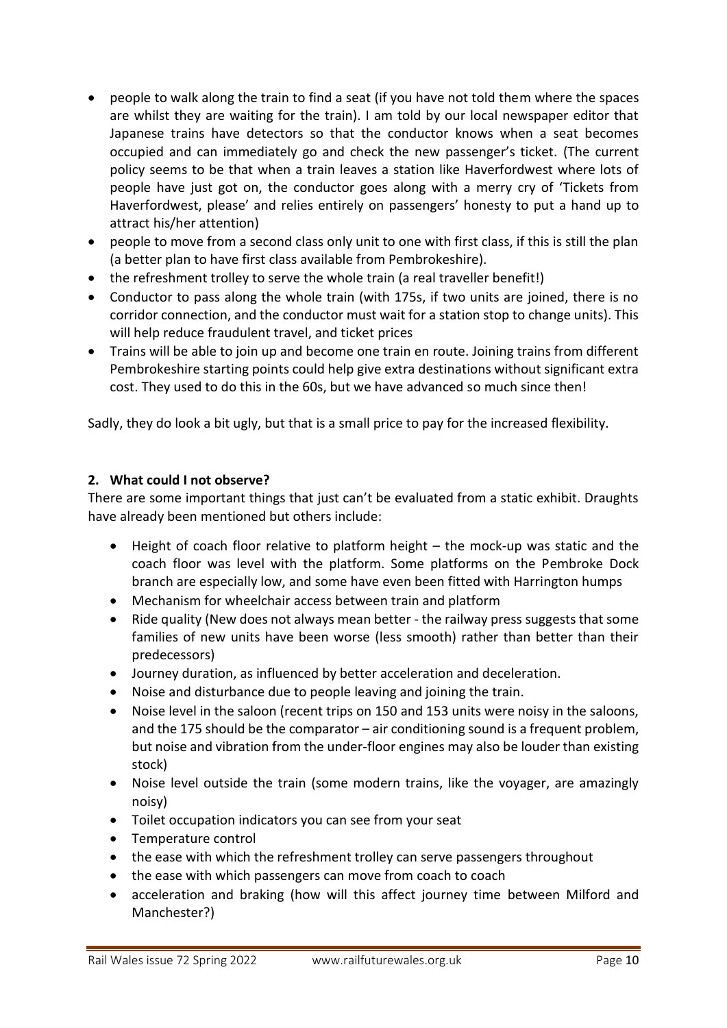- people to walk along the train to find a seat (if you have not told them where the spaces are whilst they are waiting for the train). I am told by our local newspaper editor that Japanese trains have detectors so that the conductor knows when a seat becomes occupied and can immediately go and check the new passenger's ticket. (The current policy seems to be that when a train leaves a station like Haverfordwest where lots of people have just got on, the conductor goes along with a merry cry of 'Tickets from Haverfordwest, please' and relies entirely on passengers' honesty to put a hand up to attract his/her attention)
- people to move from a second class only unit to one with first class, if this is still the plan (a better plan to have first class available from Pembrokeshire).
- the refreshment trolley to serve the whole train (a real traveller benefit!)
- Conductor to pass along the whole train (with 175s, if two units are joined, there is no corridor connection, and the conductor must wait for a station stop to change units). This will help reduce fraudulent travel, and ticket prices
- Trains will be able to join up and become one train en route. Joining trains from different Pembrokeshire starting points could help give extra destinations without significant extra cost. They used to do this in the 60s, but we have advanced so much since then!

Sadly, they do look a bit ugly, but that is a small price to pay for the increased flexibility.

**2. What could I not observe?**

There are some important things that just can't be evaluated from a static exhibit. Draughts have already been mentioned but others include:

- Height of coach floor relative to platform height – the mock-up was static and the coach floor was level with the platform. Some platforms on the Pembroke Dock branch are especially low, and some have even been fitted with Harrington humps
- Mechanism for wheelchair access between train and platform
- Ride quality (New does not always mean better - the railway press suggests that some families of new units have been worse (less smooth) rather than better than their predecessors)
- Journey duration, as influenced by better acceleration and deceleration.
- Noise and disturbance due to people leaving and joining the train.
- Noise level in the saloon (recent trips on 150 and 153 units were noisy in the saloons, and the 175 should be the comparator – air conditioning sound is a frequent problem, but noise and vibration from the under-floor engines may also be louder than existing stock)
- Noise level outside the train (some modern trains, like the voyager, are amazingly noisy)
- Toilet occupation indicators you can see from your seat
- Temperature control
- the ease with which the refreshment trolley can serve passengers throughout
- the ease with which passengers can move from coach to coach
- acceleration and braking (how will this affect journey time between Milford and Manchester?)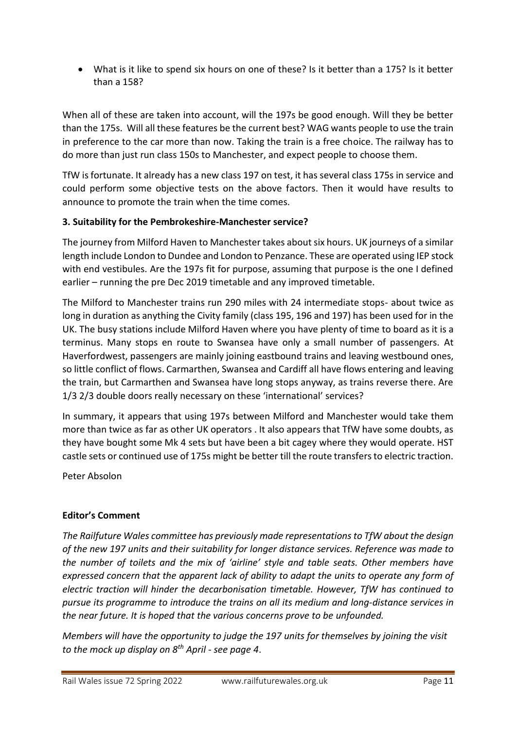- What is it like to spend six hours on one of these? Is it better than a 175? Is it better than a 158?

When all of these are taken into account, will the 197s be good enough. Will they be better than the 175s. Will all these features be the current best? WAG wants people to use the train in preference to the car more than now. Taking the train is a free choice. The railway has to do more than just run class 150s to Manchester, and expect people to choose them.

TfW is fortunate. It already has a new class 197 on test, it has several class 175s in service and could perform some objective tests on the above factors. Then it would have results to announce to promote the train when the time comes.

**3. Suitability for the Pembrokeshire-Manchester service?**

The journey from Milford Haven to Manchester takes about six hours. UK journeys of a similar length include London to Dundee and London to Penzance. These are operated using IEP stock with end vestibules. Are the 197s fit for purpose, assuming that purpose is the one I defined earlier – running the pre Dec 2019 timetable and any improved timetable.

The Milford to Manchester trains run 290 miles with 24 intermediate stops- about twice as long in duration as anything the Civity family (class 195, 196 and 197) has been used for in the UK. The busy stations include Milford Haven where you have plenty of time to board as it is a terminus. Many stops en route to Swansea have only a small number of passengers. At Haverfordwest, passengers are mainly joining eastbound trains and leaving westbound ones, so little conflict of flows. Carmarthen, Swansea and Cardiff all have flows entering and leaving the train, but Carmarthen and Swansea have long stops anyway, as trains reverse there. Are 1/3 2/3 double doors really necessary on these 'international' services?

In summary, it appears that using 197s between Milford and Manchester would take them more than twice as far as other UK operators . It also appears that TfW have some doubts, as they have bought some Mk 4 sets but have been a bit cagey where they would operate. HST castle sets or continued use of 175s might be better till the route transfers to electric traction.

Peter Absolon

**Editor's Comment**

*The Railfuture Wales committee has previously made representations to TfW about the design of the new 197 units and their suitability for longer distance services. Reference was made to the number of toilets and the mix of 'airline' style and table seats. Other members have expressed concern that the apparent lack of ability to adapt the units to operate any form of electric traction will hinder the decarbonisation timetable. However, TfW has continued to pursue its programme to introduce the trains on all its medium and long-distance services in the near future. It is hoped that the various concerns prove to be unfounded.*

*Members will have the opportunity to judge the 197 units for themselves by joining the visit to the mock up display on 8th April - see page 4.*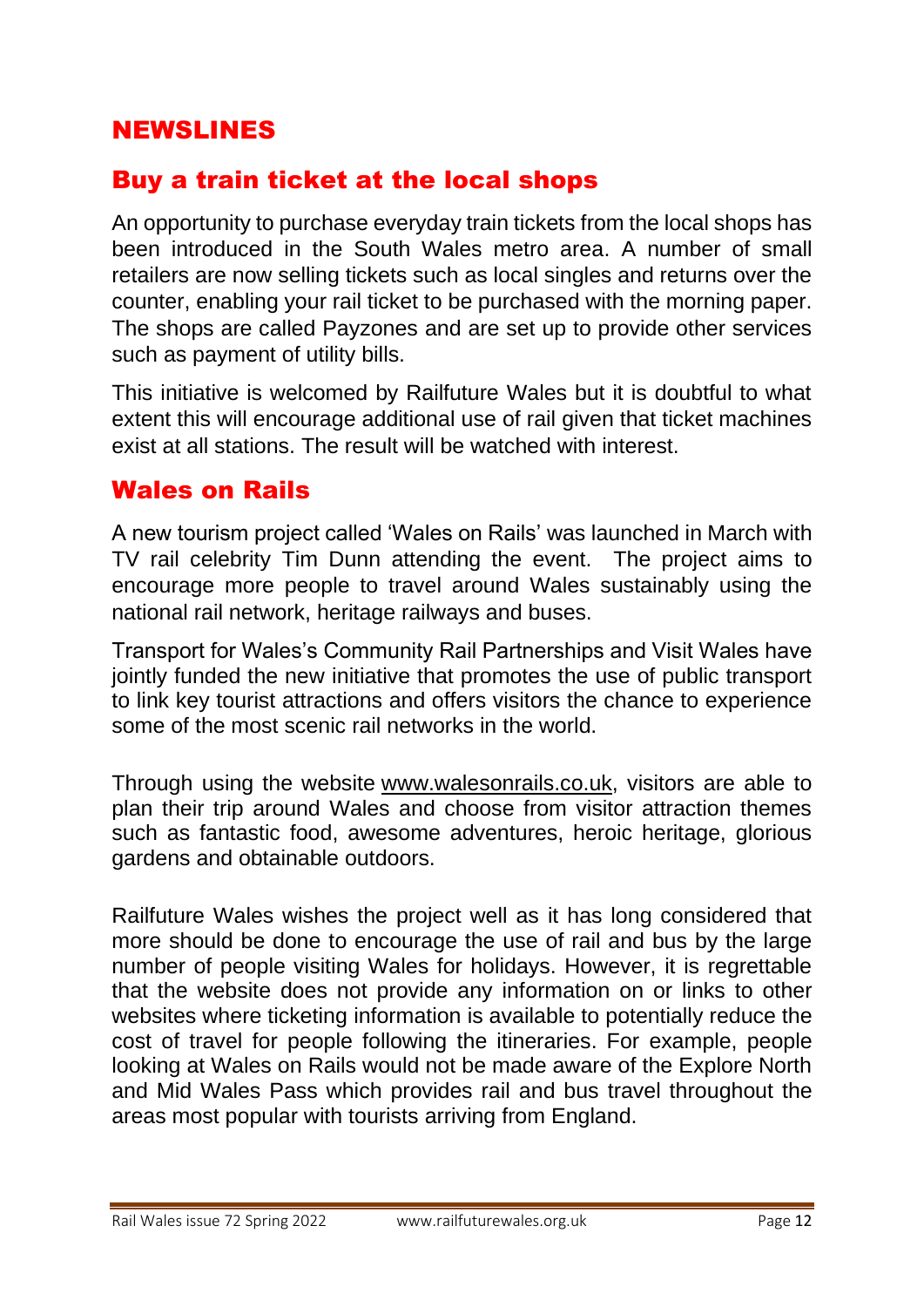# NEWSLINES

## Buy a train ticket at the local shops

An opportunity to purchase everyday train tickets from the local shops has been introduced in the South Wales metro area. A number of small retailers are now selling tickets such as local singles and returns over the counter, enabling your rail ticket to be purchased with the morning paper. The shops are called Payzones and are set up to provide other services such as payment of utility bills.

This initiative is welcomed by Railfuture Wales but it is doubtful to what extent this will encourage additional use of rail given that ticket machines exist at all stations. The result will be watched with interest.

## Wales on Rails

A new tourism project called 'Wales on Rails' was launched in March with TV rail celebrity Tim Dunn attending the event. The project aims to encourage more people to travel around Wales sustainably using the national rail network, heritage railways and buses.

Transport for Wales's Community Rail Partnerships and Visit Wales have jointly funded the new initiative that promotes the use of public transport to link key tourist attractions and offers visitors the chance to experience some of the most scenic rail networks in the world.

Through using the website www.walesonrails.co.uk, visitors are able to plan their trip around Wales and choose from visitor attraction themes such as fantastic food, awesome adventures, heroic heritage, glorious gardens and obtainable outdoors.

Railfuture Wales wishes the project well as it has long considered that more should be done to encourage the use of rail and bus by the large number of people visiting Wales for holidays. However, it is regrettable that the website does not provide any information on or links to other websites where ticketing information is available to potentially reduce the cost of travel for people following the itineraries. For example, people looking at Wales on Rails would not be made aware of the Explore North and Mid Wales Pass which provides rail and bus travel throughout the areas most popular with tourists arriving from England.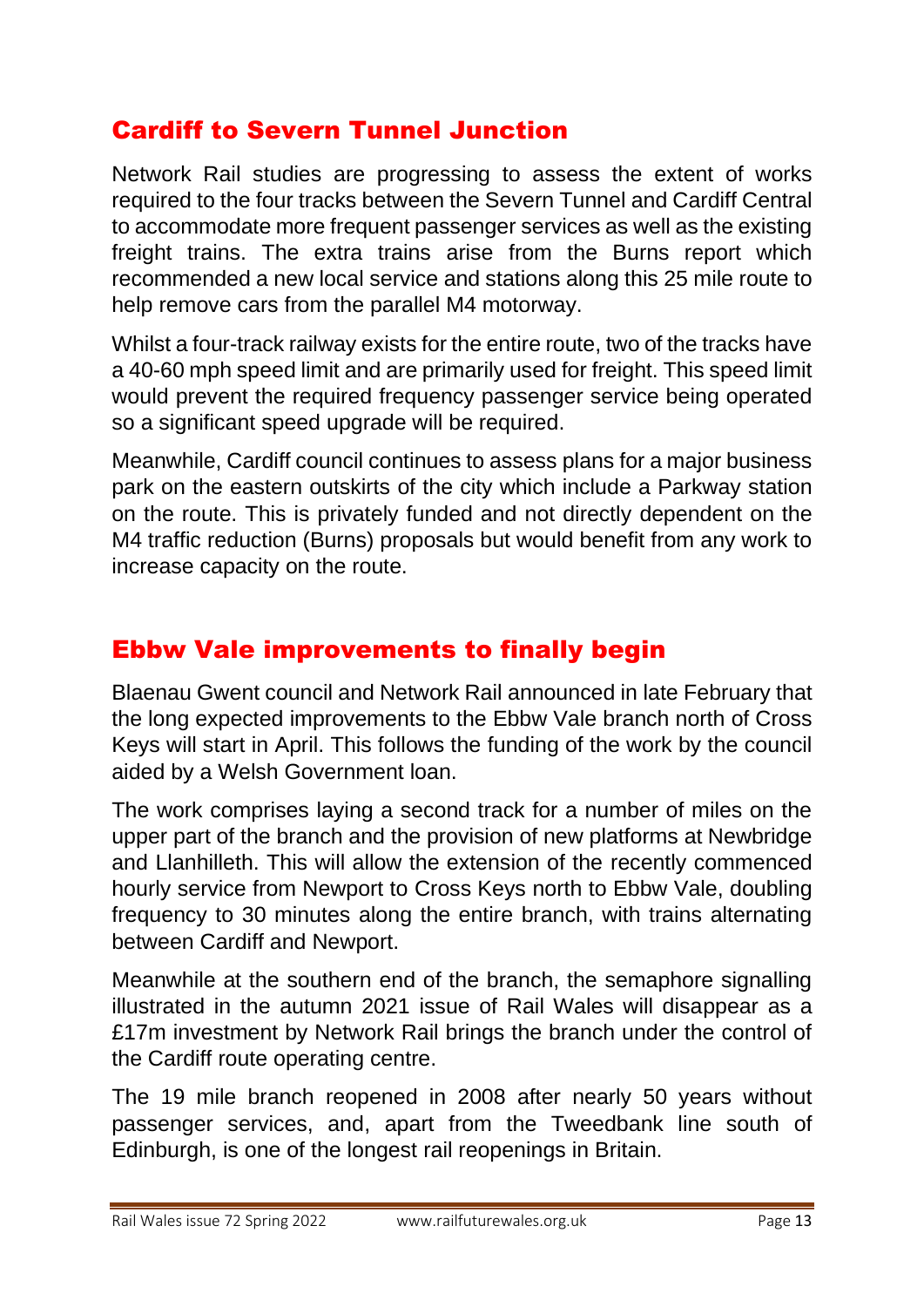## Cardiff to Severn Tunnel Junction

Network Rail studies are progressing to assess the extent of works required to the four tracks between the Severn Tunnel and Cardiff Central to accommodate more frequent passenger services as well as the existing freight trains. The extra trains arise from the Burns report which recommended a new local service and stations along this 25 mile route to help remove cars from the parallel M4 motorway.

Whilst a four-track railway exists for the entire route, two of the tracks have a 40-60 mph speed limit and are primarily used for freight. This speed limit would prevent the required frequency passenger service being operated so a significant speed upgrade will be required.

Meanwhile, Cardiff council continues to assess plans for a major business park on the eastern outskirts of the city which include a Parkway station on the route. This is privately funded and not directly dependent on the M4 traffic reduction (Burns) proposals but would benefit from any work to increase capacity on the route.

## Ebbw Vale improvements to finally begin

Blaenau Gwent council and Network Rail announced in late February that the long expected improvements to the Ebbw Vale branch north of Cross Keys will start in April. This follows the funding of the work by the council aided by a Welsh Government loan.

The work comprises laying a second track for a number of miles on the upper part of the branch and the provision of new platforms at Newbridge and Llanhilleth. This will allow the extension of the recently commenced hourly service from Newport to Cross Keys north to Ebbw Vale, doubling frequency to 30 minutes along the entire branch, with trains alternating between Cardiff and Newport.

Meanwhile at the southern end of the branch, the semaphore signalling illustrated in the autumn 2021 issue of Rail Wales will disappear as a £17m investment by Network Rail brings the branch under the control of the Cardiff route operating centre.

The 19 mile branch reopened in 2008 after nearly 50 years without passenger services, and, apart from the Tweedbank line south of Edinburgh, is one of the longest rail reopenings in Britain.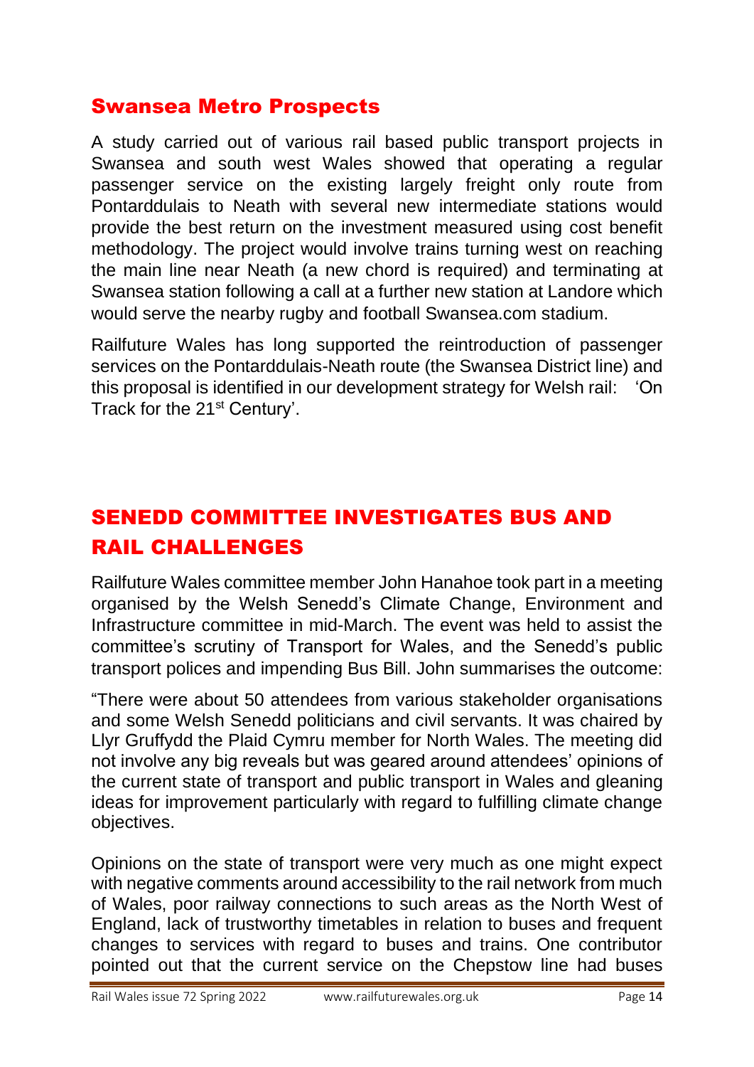## Swansea Metro Prospects

A study carried out of various rail based public transport projects in Swansea and south west Wales showed that operating a regular passenger service on the existing largely freight only route from Pontarddulais to Neath with several new intermediate stations would provide the best return on the investment measured using cost benefit methodology. The project would involve trains turning west on reaching the main line near Neath (a new chord is required) and terminating at Swansea station following a call at a further new station at Landore which would serve the nearby rugby and football Swansea.com stadium.

Railfuture Wales has long supported the reintroduction of passenger services on the Pontarddulais-Neath route (the Swansea District line) and this proposal is identified in our development strategy for Welsh rail: 'On Track for the 21st Century'.

## SENEDD COMMITTEE INVESTIGATES BUS AND RAIL CHALLENGES

Railfuture Wales committee member John Hanahoe took part in a meeting organised by the Welsh Senedd's Climate Change, Environment and Infrastructure committee in mid-March. The event was held to assist the committee's scrutiny of Transport for Wales, and the Senedd's public transport polices and impending Bus Bill. John summarises the outcome:

"There were about 50 attendees from various stakeholder organisations and some Welsh Senedd politicians and civil servants. It was chaired by Llyr Gruffydd the Plaid Cymru member for North Wales. The meeting did not involve any big reveals but was geared around attendees' opinions of the current state of transport and public transport in Wales and gleaning ideas for improvement particularly with regard to fulfilling climate change objectives.

Opinions on the state of transport were very much as one might expect with negative comments around accessibility to the rail network from much of Wales, poor railway connections to such areas as the North West of England, lack of trustworthy timetables in relation to buses and frequent changes to services with regard to buses and trains. One contributor pointed out that the current service on the Chepstow line had buses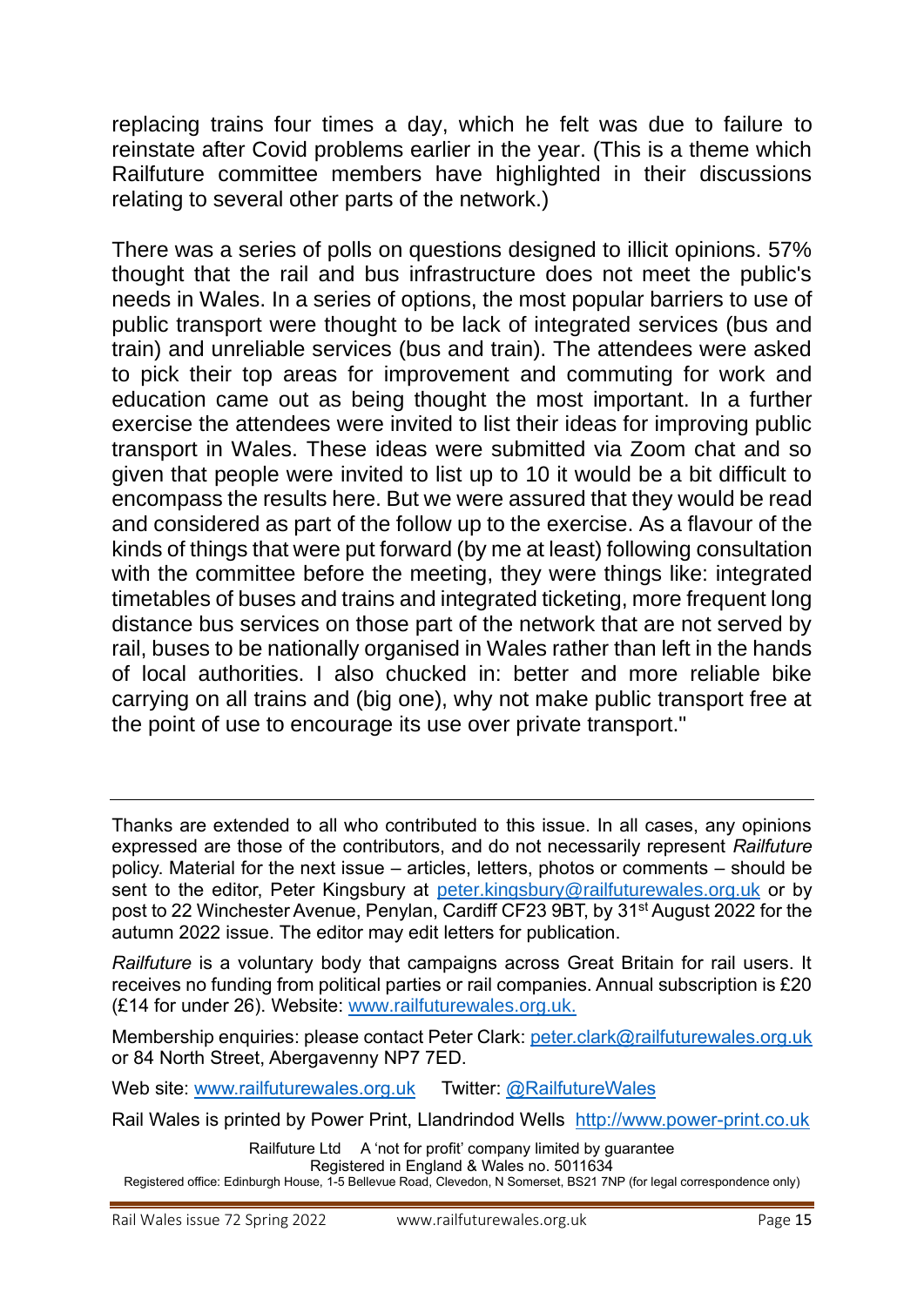replacing trains four times a day, which he felt was due to failure to reinstate after Covid problems earlier in the year. (This is a theme which Railfuture committee members have highlighted in their discussions relating to several other parts of the network.)

There was a series of polls on questions designed to illicit opinions. 57% thought that the rail and bus infrastructure does not meet the public's needs in Wales. In a series of options, the most popular barriers to use of public transport were thought to be lack of integrated services (bus and train) and unreliable services (bus and train). The attendees were asked to pick their top areas for improvement and commuting for work and education came out as being thought the most important. In a further exercise the attendees were invited to list their ideas for improving public transport in Wales. These ideas were submitted via Zoom chat and so given that people were invited to list up to 10 it would be a bit difficult to encompass the results here. But we were assured that they would be read and considered as part of the follow up to the exercise. As a flavour of the kinds of things that were put forward (by me at least) following consultation with the committee before the meeting, they were things like: integrated timetables of buses and trains and integrated ticketing, more frequent long distance bus services on those part of the network that are not served by rail, buses to be nationally organised in Wales rather than left in the hands of local authorities. I also chucked in: better and more reliable bike carrying on all trains and (big one), why not make public transport free at the point of use to encourage its use over private transport."

---

Thanks are extended to all who contributed to this issue. In all cases, any opinions expressed are those of the contributors, and do not necessarily represent *Railfuture* policy. Material for the next issue – articles, letters, photos or comments – should be sent to the editor, Peter Kingsbury at peter.kingsbury@railfuturewales.org.uk or by post to 22 Winchester Avenue, Penylan, Cardiff CF23 9BT, by 31st August 2022 for the autumn 2022 issue. The editor may edit letters for publication.

*Railfuture* is a voluntary body that campaigns across Great Britain for rail users. It receives no funding from political parties or rail companies. Annual subscription is £20 (£14 for under 26). Website: www.railfuturewales.org.uk.

Membership enquiries: please contact Peter Clark: peter.clark@railfuturewales.org.uk or 84 North Street, Abergavenny NP7 7ED.

Web site: www.railfuturewales.org.uk    Twitter: @RailfutureWales

Rail Wales is printed by Power Print, Llandrindod Wells http://www.power-print.co.uk

Railfuture Ltd  A 'not for profit' company limited by guarantee
Registered in England & Wales no. 5011634
Registered office: Edinburgh House, 1-5 Bellevue Road, Clevedon, N Somerset, BS21 7NP (for legal correspondence only)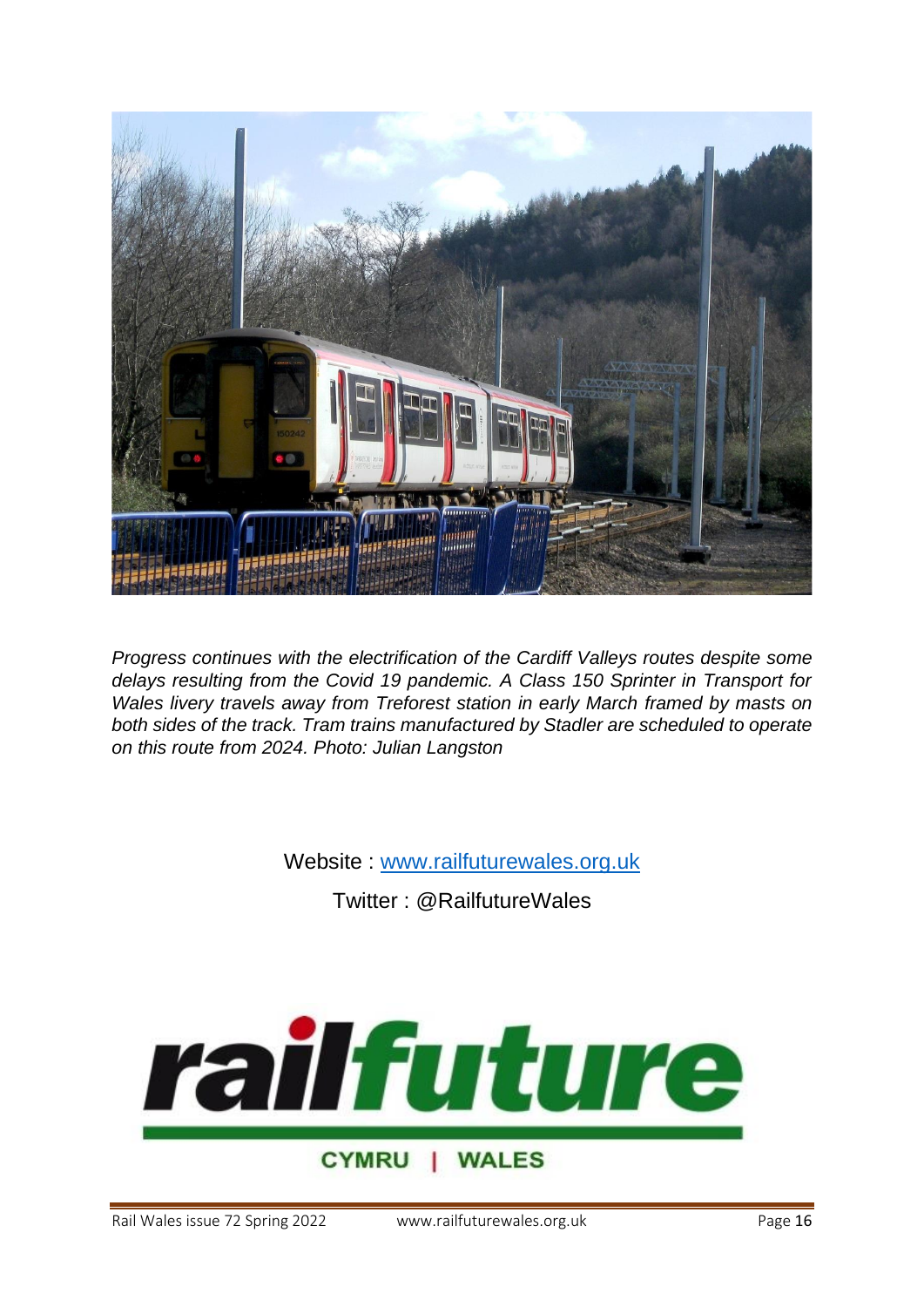*Progress continues with the electrification of the Cardiff Valleys routes despite some delays resulting from the Covid 19 pandemic. A Class 150 Sprinter in Transport for Wales livery travels away from Treforest station in early March framed by masts on both sides of the track. Tram trains manufactured by Stadler are scheduled to operate on this route from 2024. Photo: Julian Langston*

Website : [www.railfuturewales.org.uk](http://www.railfuturewales.org.uk)

Twitter : @RailfutureWales

railfuture

CYMRU | WALES